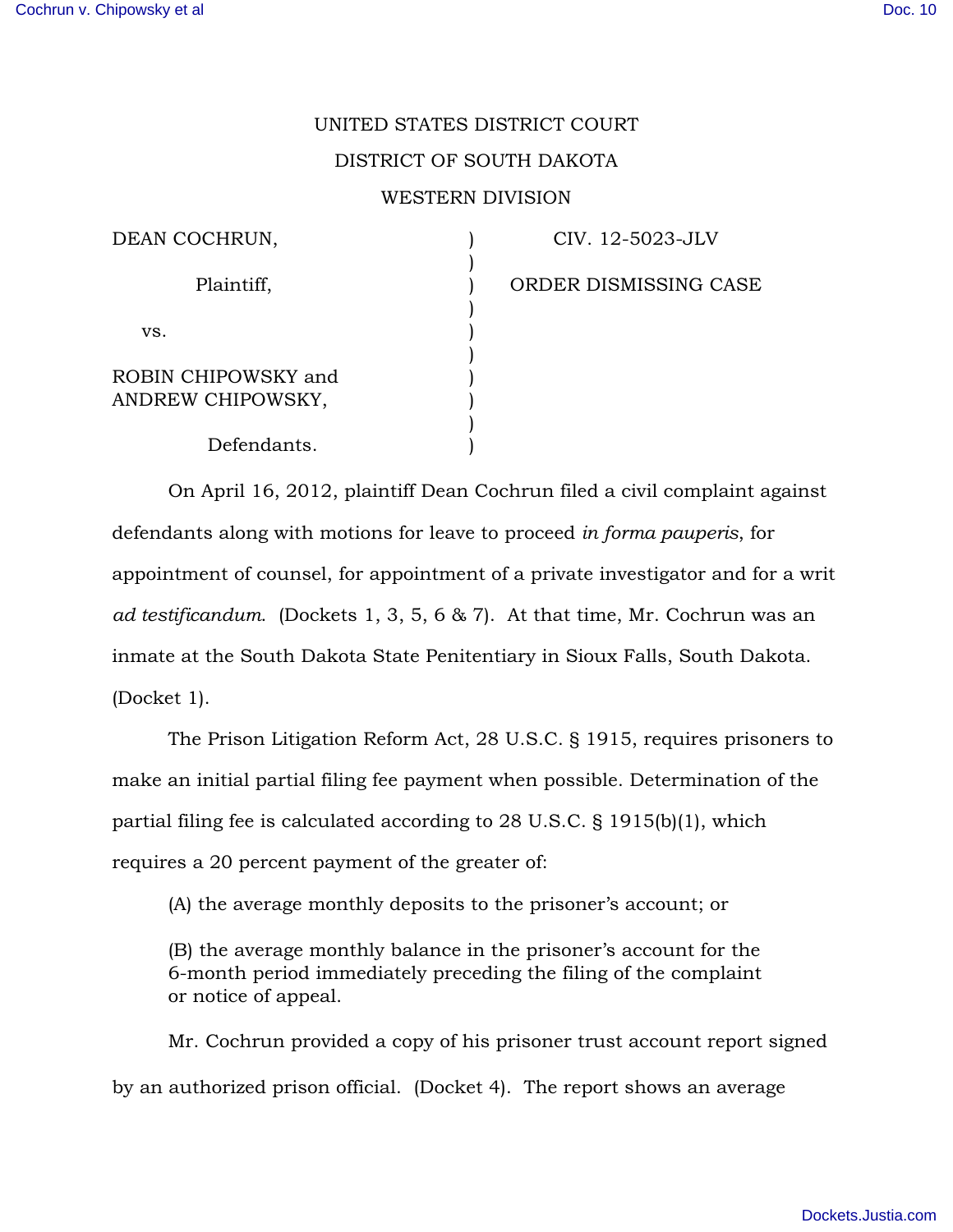UNITED STATES DISTRICT COURT

DISTRICT OF SOUTH DAKOTA

WESTERN DIVISION

| | | |
|---|---|---|
| DEAN COCHRUN, | ) | CIV. 12-5023-JLV |
| Plaintiff, | ) | ORDER DISMISSING CASE |
| vs. | ) | |
| ROBIN CHIPOWSKY and ANDREW CHIPOWSKY, | ) | |
| Defendants. | ) | |

On April 16, 2012, plaintiff Dean Cochrun filed a civil complaint against defendants along with motions for leave to proceed *in forma pauperis*, for appointment of counsel, for appointment of a private investigator and for a writ *ad testificandum*. (Dockets 1, 3, 5, 6 & 7). At that time, Mr. Cochrun was an inmate at the South Dakota State Penitentiary in Sioux Falls, South Dakota. (Docket 1).

The Prison Litigation Reform Act, 28 U.S.C. § 1915, requires prisoners to make an initial partial filing fee payment when possible. Determination of the partial filing fee is calculated according to 28 U.S.C. § 1915(b)(1), which requires a 20 percent payment of the greater of:

> (A) the average monthly deposits to the prisoner's account; or
>
> (B) the average monthly balance in the prisoner's account for the 6-month period immediately preceding the filing of the complaint or notice of appeal.

Mr. Cochrun provided a copy of his prisoner trust account report signed by an authorized prison official. (Docket 4). The report shows an average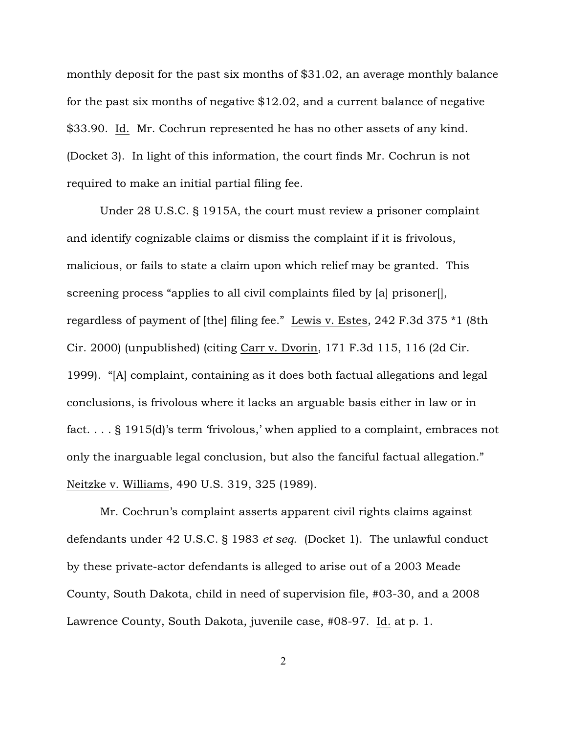monthly deposit for the past six months of $31.02, an average monthly balance for the past six months of negative $12.02, and a current balance of negative $33.90. Id. Mr. Cochrun represented he has no other assets of any kind. (Docket 3). In light of this information, the court finds Mr. Cochrun is not required to make an initial partial filing fee.

Under 28 U.S.C. § 1915A, the court must review a prisoner complaint and identify cognizable claims or dismiss the complaint if it is frivolous, malicious, or fails to state a claim upon which relief may be granted. This screening process "applies to all civil complaints filed by [a] prisoner[], regardless of payment of [the] filing fee." Lewis v. Estes, 242 F.3d 375 *1 (8th Cir. 2000) (unpublished) (citing Carr v. Dvorin, 171 F.3d 115, 116 (2d Cir. 1999). "[A] complaint, containing as it does both factual allegations and legal conclusions, is frivolous where it lacks an arguable basis either in law or in fact. . . . § 1915(d)'s term 'frivolous,' when applied to a complaint, embraces not only the inarguable legal conclusion, but also the fanciful factual allegation." Neitzke v. Williams, 490 U.S. 319, 325 (1989).

Mr. Cochrun's complaint asserts apparent civil rights claims against defendants under 42 U.S.C. § 1983 *et seq.* (Docket 1). The unlawful conduct by these private-actor defendants is alleged to arise out of a 2003 Meade County, South Dakota, child in need of supervision file, #03-30, and a 2008 Lawrence County, South Dakota, juvenile case, #08-97. Id. at p. 1.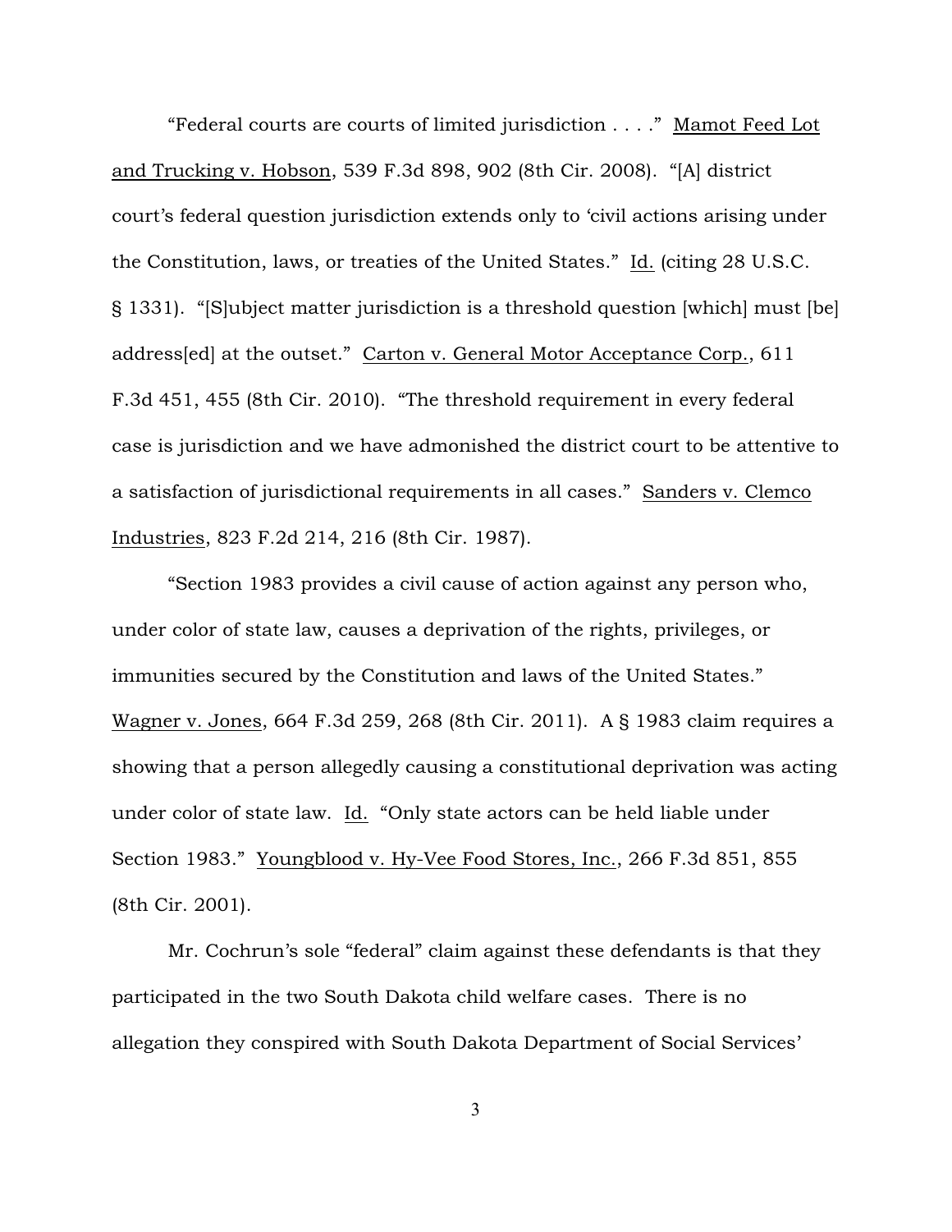"Federal courts are courts of limited jurisdiction . . . ." Mamot Feed Lot and Trucking v. Hobson, 539 F.3d 898, 902 (8th Cir. 2008). "[A] district court's federal question jurisdiction extends only to 'civil actions arising under the Constitution, laws, or treaties of the United States." Id. (citing 28 U.S.C. § 1331). "[S]ubject matter jurisdiction is a threshold question [which] must [be] address[ed] at the outset." Carton v. General Motor Acceptance Corp., 611 F.3d 451, 455 (8th Cir. 2010). "The threshold requirement in every federal case is jurisdiction and we have admonished the district court to be attentive to a satisfaction of jurisdictional requirements in all cases." Sanders v. Clemco Industries, 823 F.2d 214, 216 (8th Cir. 1987).

"Section 1983 provides a civil cause of action against any person who, under color of state law, causes a deprivation of the rights, privileges, or immunities secured by the Constitution and laws of the United States." Wagner v. Jones, 664 F.3d 259, 268 (8th Cir. 2011). A § 1983 claim requires a showing that a person allegedly causing a constitutional deprivation was acting under color of state law. Id. "Only state actors can be held liable under Section 1983." Youngblood v. Hy-Vee Food Stores, Inc., 266 F.3d 851, 855 (8th Cir. 2001).

Mr. Cochrun's sole "federal" claim against these defendants is that they participated in the two South Dakota child welfare cases. There is no allegation they conspired with South Dakota Department of Social Services'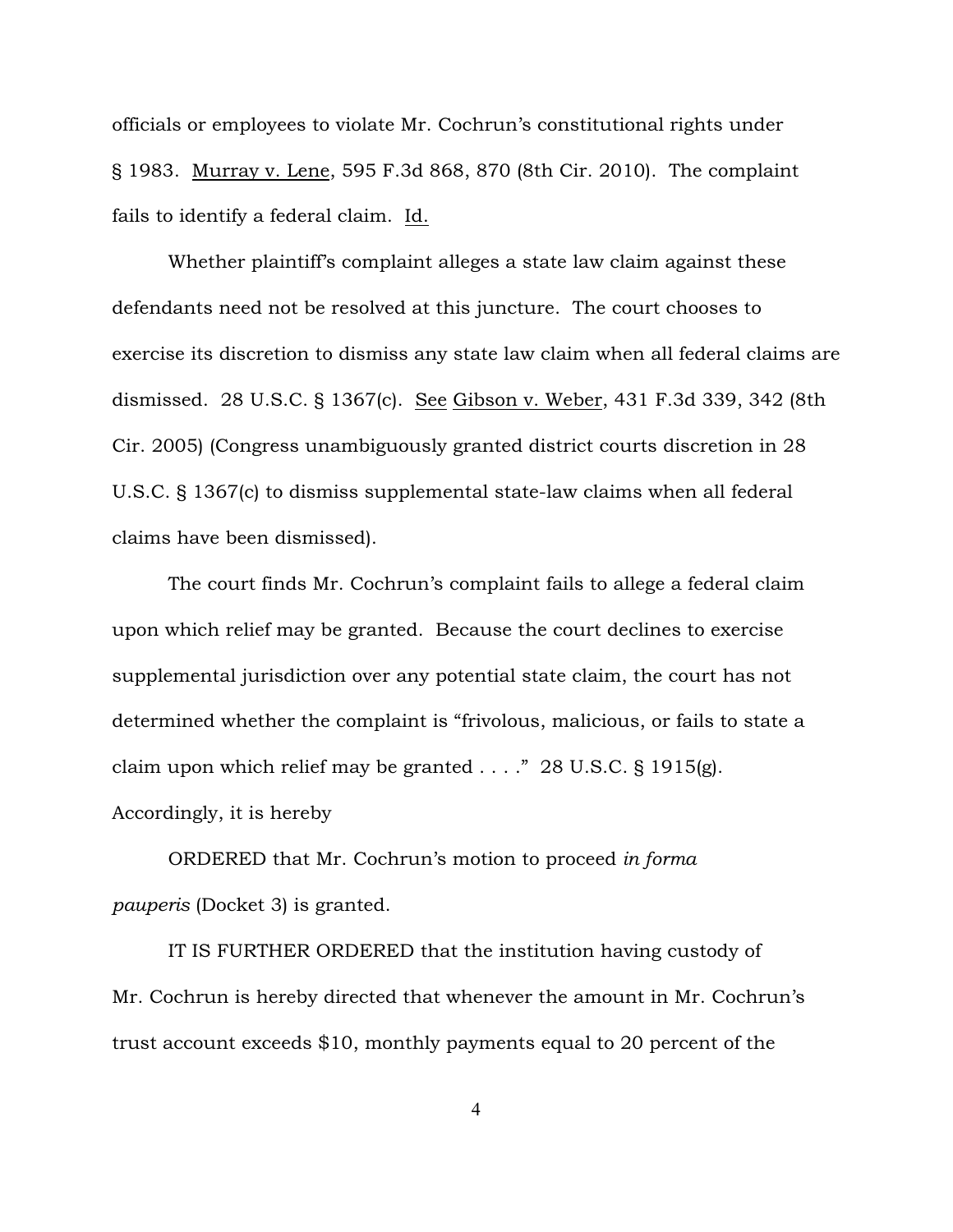officials or employees to violate Mr. Cochrun's constitutional rights under § 1983. Murray v. Lene, 595 F.3d 868, 870 (8th Cir. 2010). The complaint fails to identify a federal claim. Id.

Whether plaintiff's complaint alleges a state law claim against these defendants need not be resolved at this juncture. The court chooses to exercise its discretion to dismiss any state law claim when all federal claims are dismissed. 28 U.S.C. § 1367(c). See Gibson v. Weber, 431 F.3d 339, 342 (8th Cir. 2005) (Congress unambiguously granted district courts discretion in 28 U.S.C. § 1367(c) to dismiss supplemental state-law claims when all federal claims have been dismissed).

The court finds Mr. Cochrun's complaint fails to allege a federal claim upon which relief may be granted. Because the court declines to exercise supplemental jurisdiction over any potential state claim, the court has not determined whether the complaint is "frivolous, malicious, or fails to state a claim upon which relief may be granted . . . ." 28 U.S.C. § 1915(g). Accordingly, it is hereby

ORDERED that Mr. Cochrun's motion to proceed *in forma pauperis* (Docket 3) is granted.

IT IS FURTHER ORDERED that the institution having custody of Mr. Cochrun is hereby directed that whenever the amount in Mr. Cochrun's trust account exceeds $10, monthly payments equal to 20 percent of the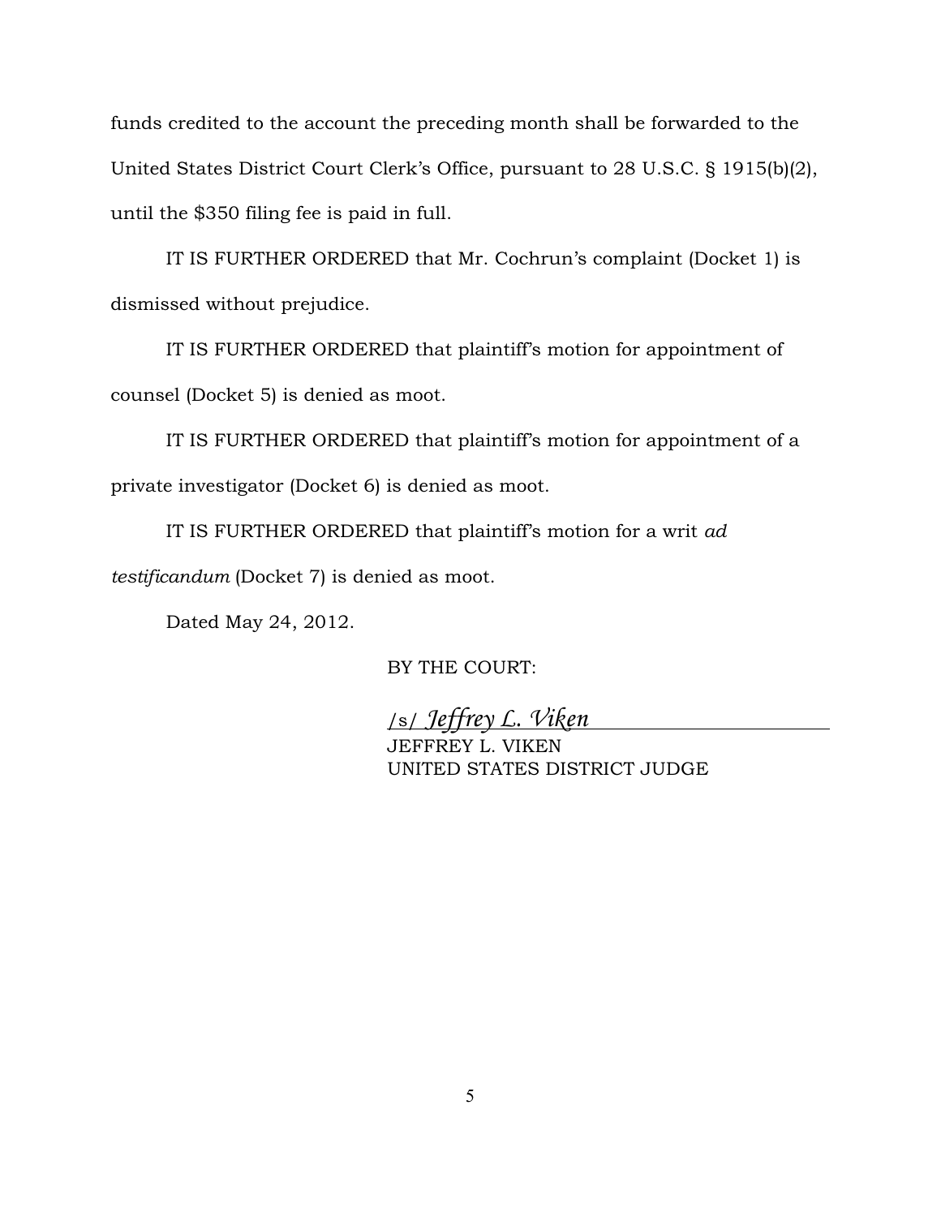funds credited to the account the preceding month shall be forwarded to the United States District Court Clerk's Office, pursuant to 28 U.S.C. § 1915(b)(2), until the $350 filing fee is paid in full.

IT IS FURTHER ORDERED that Mr. Cochrun's complaint (Docket 1) is dismissed without prejudice.

IT IS FURTHER ORDERED that plaintiff's motion for appointment of counsel (Docket 5) is denied as moot.

IT IS FURTHER ORDERED that plaintiff's motion for appointment of a private investigator (Docket 6) is denied as moot.

IT IS FURTHER ORDERED that plaintiff's motion for a writ *ad testificandum* (Docket 7) is denied as moot.

Dated May 24, 2012.

BY THE COURT:

/s/ *Jeffrey L. Viken*
JEFFREY L. VIKEN
UNITED STATES DISTRICT JUDGE